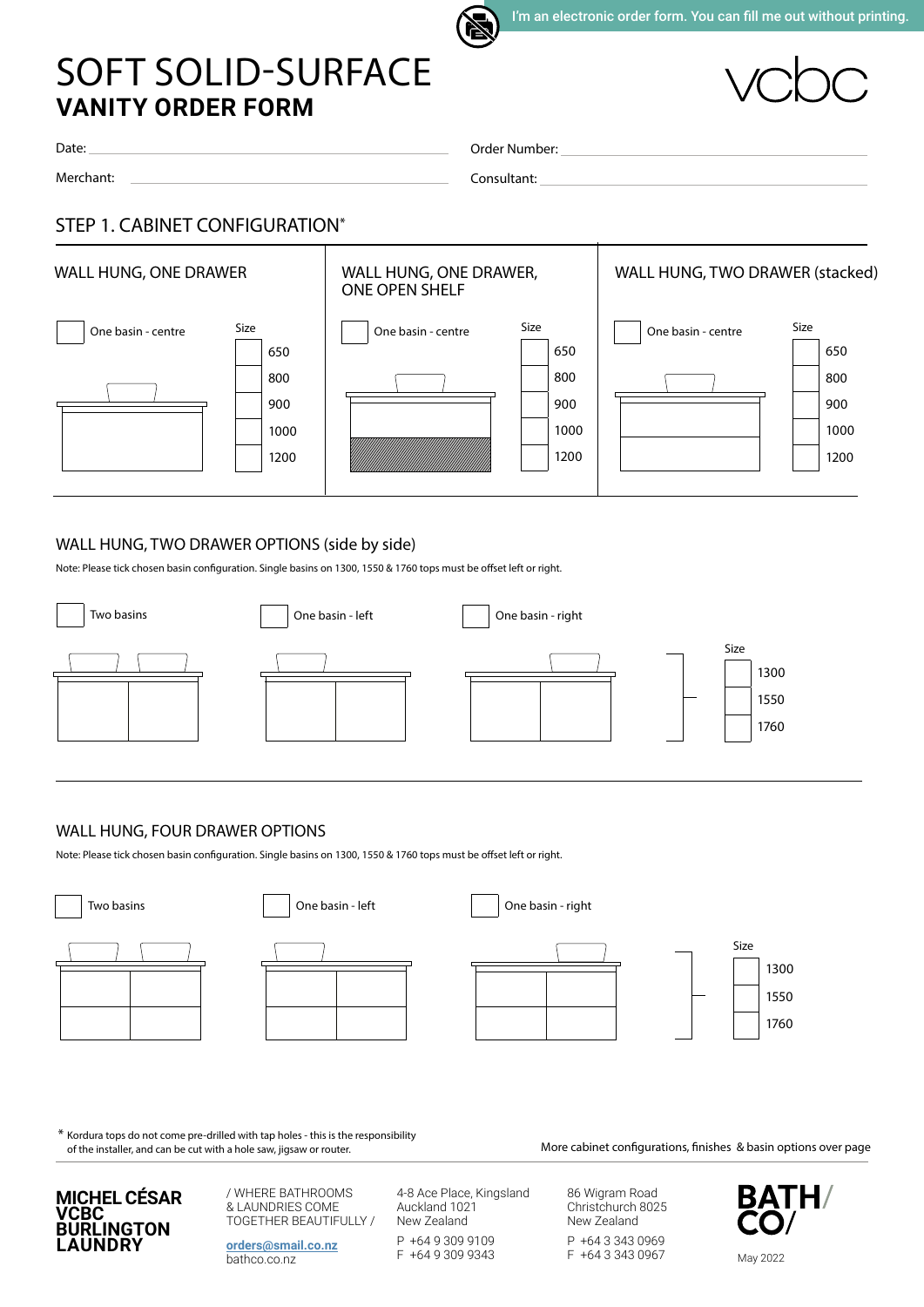I'm an electronic order form. You can fill me out without printing.

# SOFT SOLID-SURFACE
## VANITY ORDER FORM

vcbc

Date: ______________________ Order Number: ______________________

Merchant: ______________________ Consultant: ______________________

## STEP 1. CABINET CONFIGURATION*

### WALL HUNG, ONE DRAWER

☐ One basin - centre

Size
- ☐ 650
- ☐ 800
- ☐ 900
- ☐ 1000
- ☐ 1200

### WALL HUNG, ONE DRAWER, ONE OPEN SHELF

☐ One basin - centre

Size
- ☐ 650
- ☐ 800
- ☐ 900
- ☐ 1000
- ☐ 1200

### WALL HUNG, TWO DRAWER (stacked)

☐ One basin - centre

Size
- ☐ 650
- ☐ 800
- ☐ 900
- ☐ 1000
- ☐ 1200

### WALL HUNG, TWO DRAWER OPTIONS (side by side)

Note: Please tick chosen basin configuration. Single basins on 1300, 1550 & 1760 tops must be offset left or right.

☐ Two basins ☐ One basin - left ☐ One basin - right

Size
- ☐ 1300
- ☐ 1550
- ☐ 1760

### WALL HUNG, FOUR DRAWER OPTIONS

Note: Please tick chosen basin configuration. Single basins on 1300, 1550 & 1760 tops must be offset left or right.

☐ Two basins ☐ One basin - left ☐ One basin - right

Size
- ☐ 1300
- ☐ 1550
- ☐ 1760

\* Kordura tops do not come pre-drilled with tap holes - this is the responsibility of the installer, and can be cut with a hole saw, jigsaw or router.

More cabinet configurations, finishes & basin options over page

**MICHEL CÉSAR**
**VCBC**
**BURLINGTON**
**LAUNDRY**

/ WHERE BATHROOMS & LAUNDRIES COME TOGETHER BEAUTIFULLY /

orders@smail.co.nz
bathco.co.nz

4-8 Ace Place, Kingsland
Auckland 1021
New Zealand

P +64 9 309 9109
F +64 9 309 9343

86 Wigram Road
Christchurch 8025
New Zealand

P +64 3 343 0969
F +64 3 343 0967

BATH/CO/

May 2022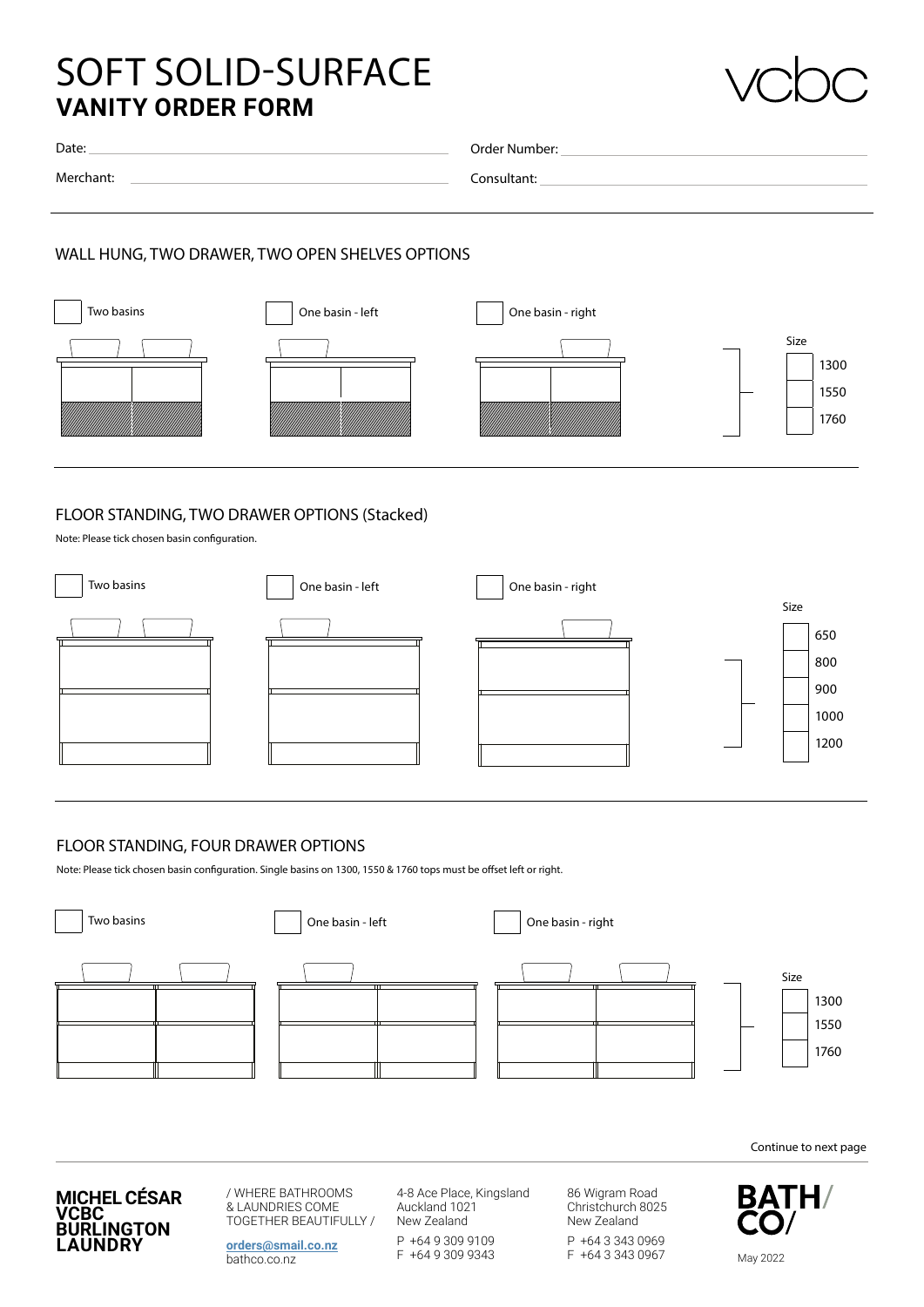# SOFT SOLID-SURFACE
## VANITY ORDER FORM

vcbc

Date: ______________________ Order Number: ______________________

Merchant: ______________________ Consultant: ______________________

### WALL HUNG, TWO DRAWER, TWO OPEN SHELVES OPTIONS

☐ Two basins ☐ One basin - left ☐ One basin - right

Size
- ☐ 1300
- ☐ 1550
- ☐ 1760

### FLOOR STANDING, TWO DRAWER OPTIONS (Stacked)

Note: Please tick chosen basin configuration.

☐ Two basins ☐ One basin - left ☐ One basin - right

Size
- ☐ 650
- ☐ 800
- ☐ 900
- ☐ 1000
- ☐ 1200

### FLOOR STANDING, FOUR DRAWER OPTIONS

Note: Please tick chosen basin configuration. Single basins on 1300, 1550 & 1760 tops must be offset left or right.

☐ Two basins ☐ One basin - left ☐ One basin - right

Size
- ☐ 1300
- ☐ 1550
- ☐ 1760

Continue to next page

**MICHEL CÉSAR VCBC BURLINGTON LAUNDRY**

/ WHERE BATHROOMS & LAUNDRIES COME TOGETHER BEAUTIFULLY /

orders@smail.co.nz
bathco.co.nz

4-8 Ace Place, Kingsland
Auckland 1021
New Zealand
P +64 9 309 9109
F +64 9 309 9343

86 Wigram Road
Christchurch 8025
New Zealand
P +64 3 343 0969
F +64 3 343 0967

BATH/ CO/

May 2022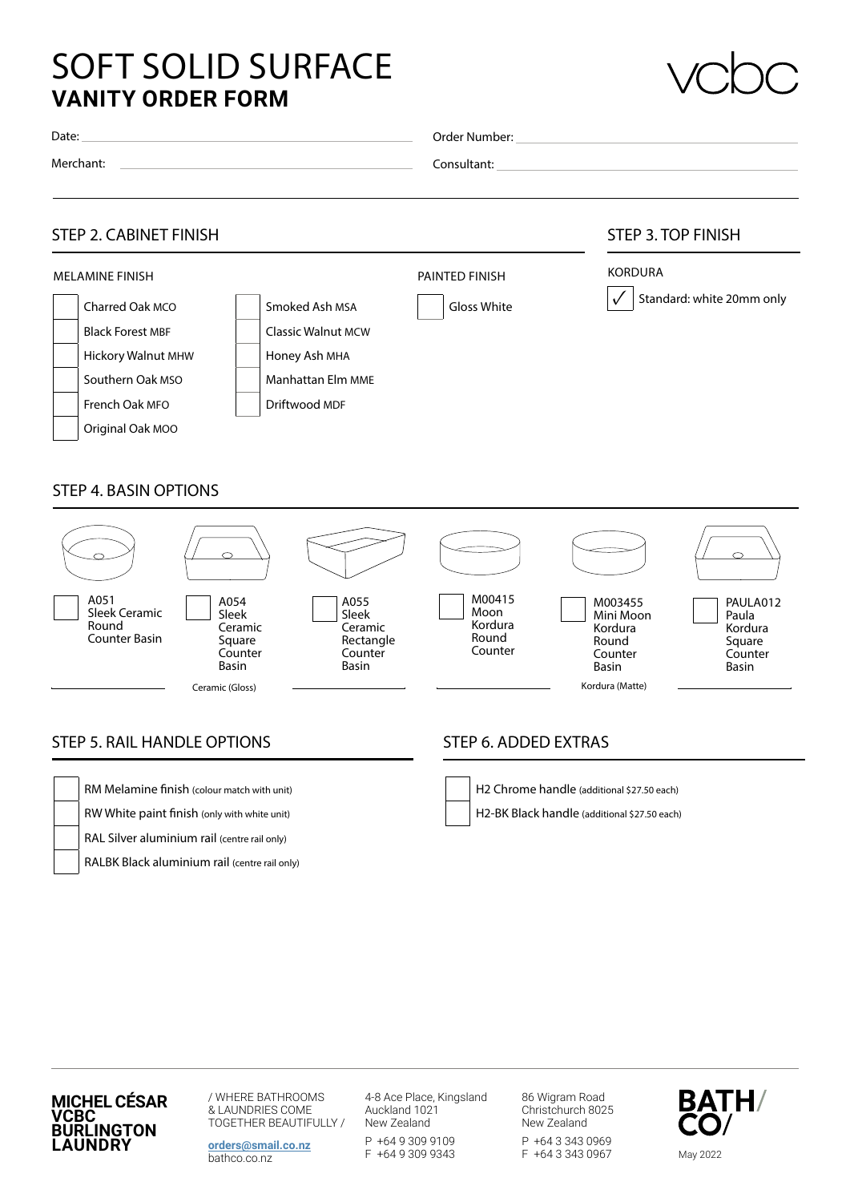# SOFT SOLID SURFACE
## VANITY ORDER FORM

vcbc

Date: ________________________ Order Number: ________________________

Merchant: ________________________ Consultant: ________________________

## STEP 2. CABINET FINISH

**MELAMINE FINISH**

- ☐ Charred Oak MCO
- ☐ Black Forest MBF
- ☐ Hickory Walnut MHW
- ☐ Southern Oak MSO
- ☐ French Oak MFO
- ☐ Original Oak MOO
- ☐ Smoked Ash MSA
- ☐ Classic Walnut MCW
- ☐ Honey Ash MHA
- ☐ Manhattan Elm MME
- ☐ Driftwood MDF

**PAINTED FINISH**

- ☐ Gloss White

## STEP 3. TOP FINISH

**KORDURA**

- ✓ Standard: white 20mm only

## STEP 4. BASIN OPTIONS

**Ceramic (Gloss)**

- ☐ A051 Sleek Ceramic Round Counter Basin
- ☐ A054 Sleek Ceramic Square Counter Basin
- ☐ A055 Sleek Ceramic Rectangle Counter Basin

**Kordura (Matte)**

- ☐ M00415 Moon Kordura Round Counter
- ☐ M003455 Mini Moon Kordura Round Counter Basin
- ☐ PAULA012 Paula Kordura Square Counter Basin

## STEP 5. RAIL HANDLE OPTIONS

- ☐ RM Melamine finish (colour match with unit)
- ☐ RW White paint finish (only with white unit)
- ☐ RAL Silver aluminium rail (centre rail only)
- ☐ RALBK Black aluminium rail (centre rail only)

## STEP 6. ADDED EXTRAS

- ☐ H2 Chrome handle (additional $27.50 each)
- ☐ H2-BK Black handle (additional $27.50 each)

**MICHEL CÉSAR VCBC BURLINGTON LAUNDRY**

/ WHERE BATHROOMS & LAUNDRIES COME TOGETHER BEAUTIFULLY /

orders@smail.co.nz
bathco.co.nz

4-8 Ace Place, Kingsland
Auckland 1021
New Zealand
P +64 9 309 9109
F +64 9 309 9343

86 Wigram Road
Christchurch 8025
New Zealand
P +64 3 343 0969
F +64 3 343 0967

BATH/ CO/

May 2022